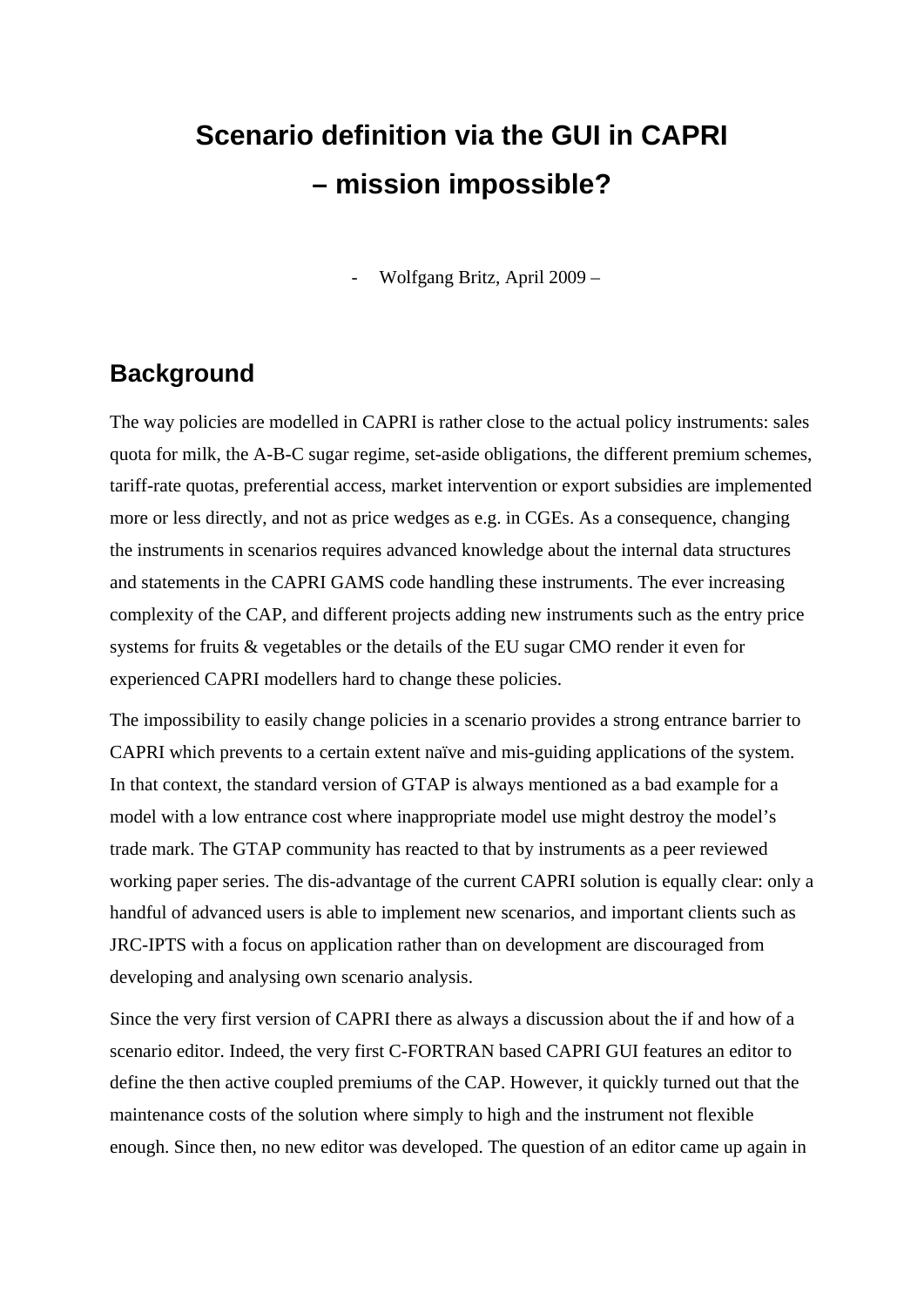# Scenario definition via the GUI in CAPRI – mission impossible?

- Wolfgang Britz, April 2009 –

## Background

The way policies are modelled in CAPRI is rather close to the actual policy instruments: sales quota for milk, the A-B-C sugar regime, set-aside obligations, the different premium schemes, tariff-rate quotas, preferential access, market intervention or export subsidies are implemented more or less directly, and not as price wedges as e.g. in CGEs. As a consequence, changing the instruments in scenarios requires advanced knowledge about the internal data structures and statements in the CAPRI GAMS code handling these instruments. The ever increasing complexity of the CAP, and different projects adding new instruments such as the entry price systems for fruits & vegetables or the details of the EU sugar CMO render it even for experienced CAPRI modellers hard to change these policies.

The impossibility to easily change policies in a scenario provides a strong entrance barrier to CAPRI which prevents to a certain extent naïve and mis-guiding applications of the system. In that context, the standard version of GTAP is always mentioned as a bad example for a model with a low entrance cost where inappropriate model use might destroy the model's trade mark. The GTAP community has reacted to that by instruments as a peer reviewed working paper series. The dis-advantage of the current CAPRI solution is equally clear: only a handful of advanced users is able to implement new scenarios, and important clients such as JRC-IPTS with a focus on application rather than on development are discouraged from developing and analysing own scenario analysis.

Since the very first version of CAPRI there as always a discussion about the if and how of a scenario editor. Indeed, the very first C-FORTRAN based CAPRI GUI features an editor to define the then active coupled premiums of the CAP. However, it quickly turned out that the maintenance costs of the solution where simply to high and the instrument not flexible enough. Since then, no new editor was developed. The question of an editor came up again in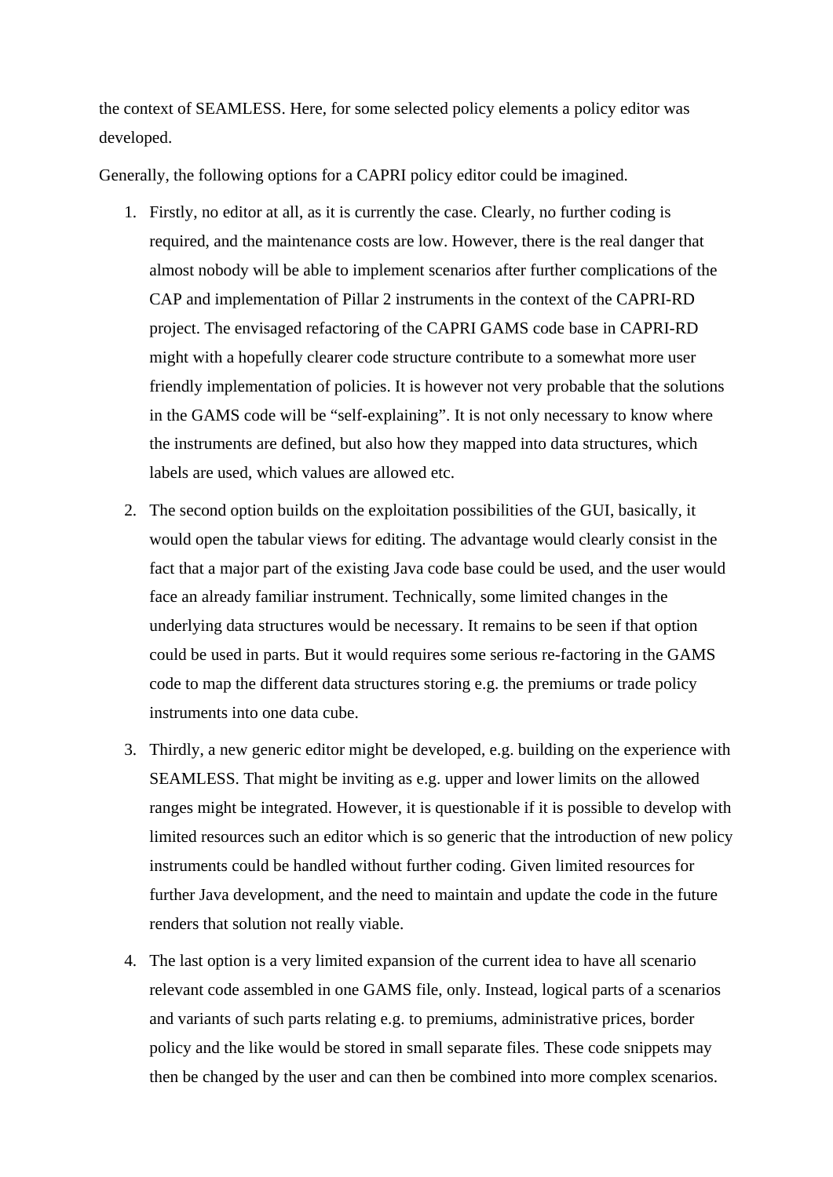the context of SEAMLESS. Here, for some selected policy elements a policy editor was developed.

Generally, the following options for a CAPRI policy editor could be imagined.

1. Firstly, no editor at all, as it is currently the case. Clearly, no further coding is required, and the maintenance costs are low. However, there is the real danger that almost nobody will be able to implement scenarios after further complications of the CAP and implementation of Pillar 2 instruments in the context of the CAPRI-RD project. The envisaged refactoring of the CAPRI GAMS code base in CAPRI-RD might with a hopefully clearer code structure contribute to a somewhat more user friendly implementation of policies. It is however not very probable that the solutions in the GAMS code will be "self-explaining". It is not only necessary to know where the instruments are defined, but also how they mapped into data structures, which labels are used, which values are allowed etc.

2. The second option builds on the exploitation possibilities of the GUI, basically, it would open the tabular views for editing. The advantage would clearly consist in the fact that a major part of the existing Java code base could be used, and the user would face an already familiar instrument. Technically, some limited changes in the underlying data structures would be necessary. It remains to be seen if that option could be used in parts. But it would requires some serious re-factoring in the GAMS code to map the different data structures storing e.g. the premiums or trade policy instruments into one data cube.

3. Thirdly, a new generic editor might be developed, e.g. building on the experience with SEAMLESS. That might be inviting as e.g. upper and lower limits on the allowed ranges might be integrated. However, it is questionable if it is possible to develop with limited resources such an editor which is so generic that the introduction of new policy instruments could be handled without further coding. Given limited resources for further Java development, and the need to maintain and update the code in the future renders that solution not really viable.

4. The last option is a very limited expansion of the current idea to have all scenario relevant code assembled in one GAMS file, only. Instead, logical parts of a scenarios and variants of such parts relating e.g. to premiums, administrative prices, border policy and the like would be stored in small separate files. These code snippets may then be changed by the user and can then be combined into more complex scenarios.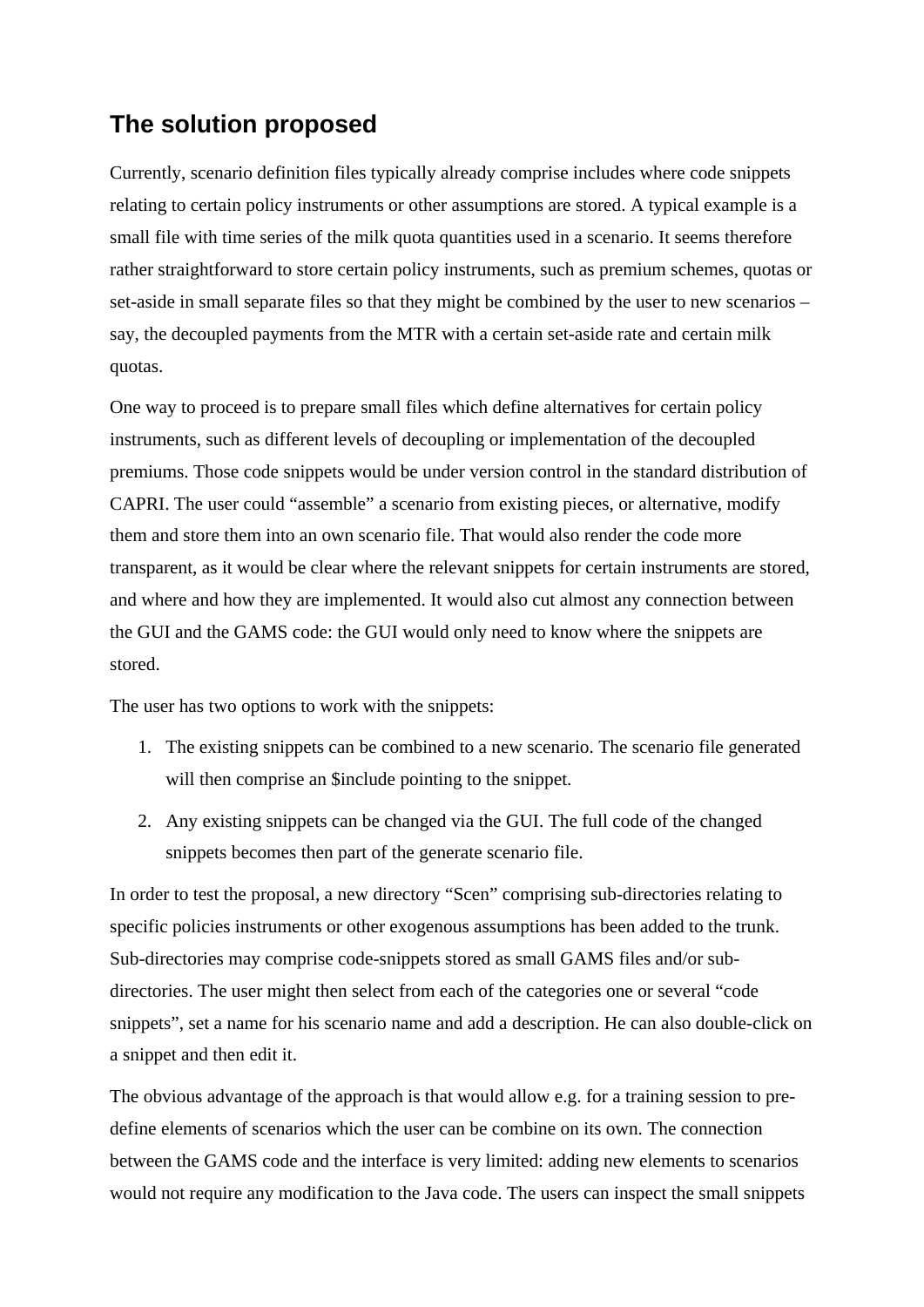## The solution proposed

Currently, scenario definition files typically already comprise includes where code snippets relating to certain policy instruments or other assumptions are stored. A typical example is a small file with time series of the milk quota quantities used in a scenario. It seems therefore rather straightforward to store certain policy instruments, such as premium schemes, quotas or set-aside in small separate files so that they might be combined by the user to new scenarios – say, the decoupled payments from the MTR with a certain set-aside rate and certain milk quotas.

One way to proceed is to prepare small files which define alternatives for certain policy instruments, such as different levels of decoupling or implementation of the decoupled premiums. Those code snippets would be under version control in the standard distribution of CAPRI. The user could "assemble" a scenario from existing pieces, or alternative, modify them and store them into an own scenario file. That would also render the code more transparent, as it would be clear where the relevant snippets for certain instruments are stored, and where and how they are implemented. It would also cut almost any connection between the GUI and the GAMS code: the GUI would only need to know where the snippets are stored.

The user has two options to work with the snippets:

1. The existing snippets can be combined to a new scenario. The scenario file generated will then comprise an $include pointing to the snippet.
2. Any existing snippets can be changed via the GUI. The full code of the changed snippets becomes then part of the generate scenario file.

In order to test the proposal, a new directory "Scen" comprising sub-directories relating to specific policies instruments or other exogenous assumptions has been added to the trunk. Sub-directories may comprise code-snippets stored as small GAMS files and/or sub-directories. The user might then select from each of the categories one or several "code snippets", set a name for his scenario name and add a description. He can also double-click on a snippet and then edit it.

The obvious advantage of the approach is that would allow e.g. for a training session to pre-define elements of scenarios which the user can be combine on its own. The connection between the GAMS code and the interface is very limited: adding new elements to scenarios would not require any modification to the Java code. The users can inspect the small snippets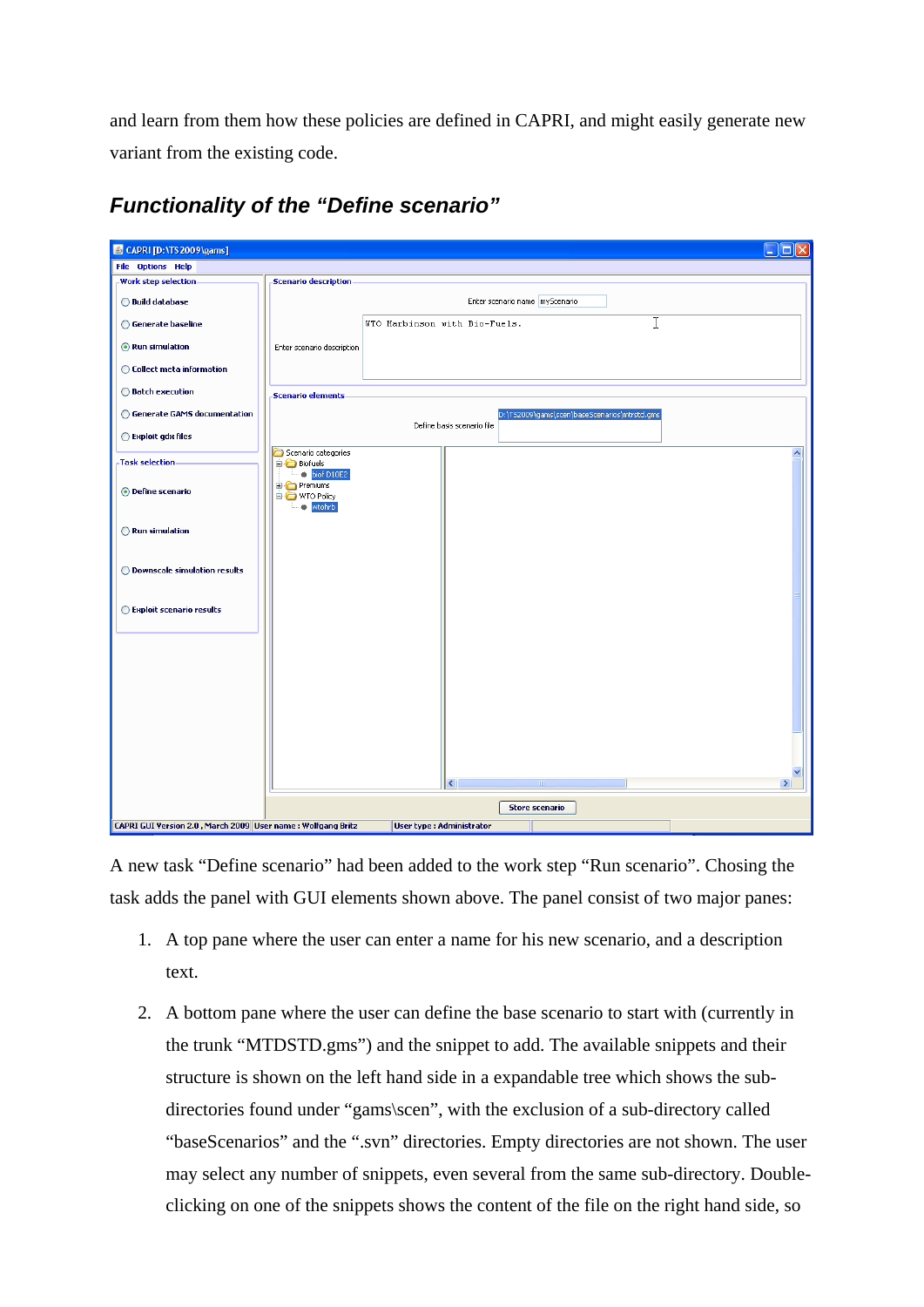and learn from them how these policies are defined in CAPRI, and might easily generate new variant from the existing code.

### *Functionality of the “Define scenario”*

A new task “Define scenario” had been added to the work step “Run scenario”. Chosing the task adds the panel with GUI elements shown above. The panel consist of two major panes:

1. A top pane where the user can enter a name for his new scenario, and a description text.
2. A bottom pane where the user can define the base scenario to start with (currently in the trunk “MTDSTD.gms”) and the snippet to add. The available snippets and their structure is shown on the left hand side in a expandable tree which shows the sub-directories found under “gams\scen”, with the exclusion of a sub-directory called “baseScenarios” and the “.svn” directories. Empty directories are not shown. The user may select any number of snippets, even several from the same sub-directory. Double-clicking on one of the snippets shows the content of the file on the right hand side, so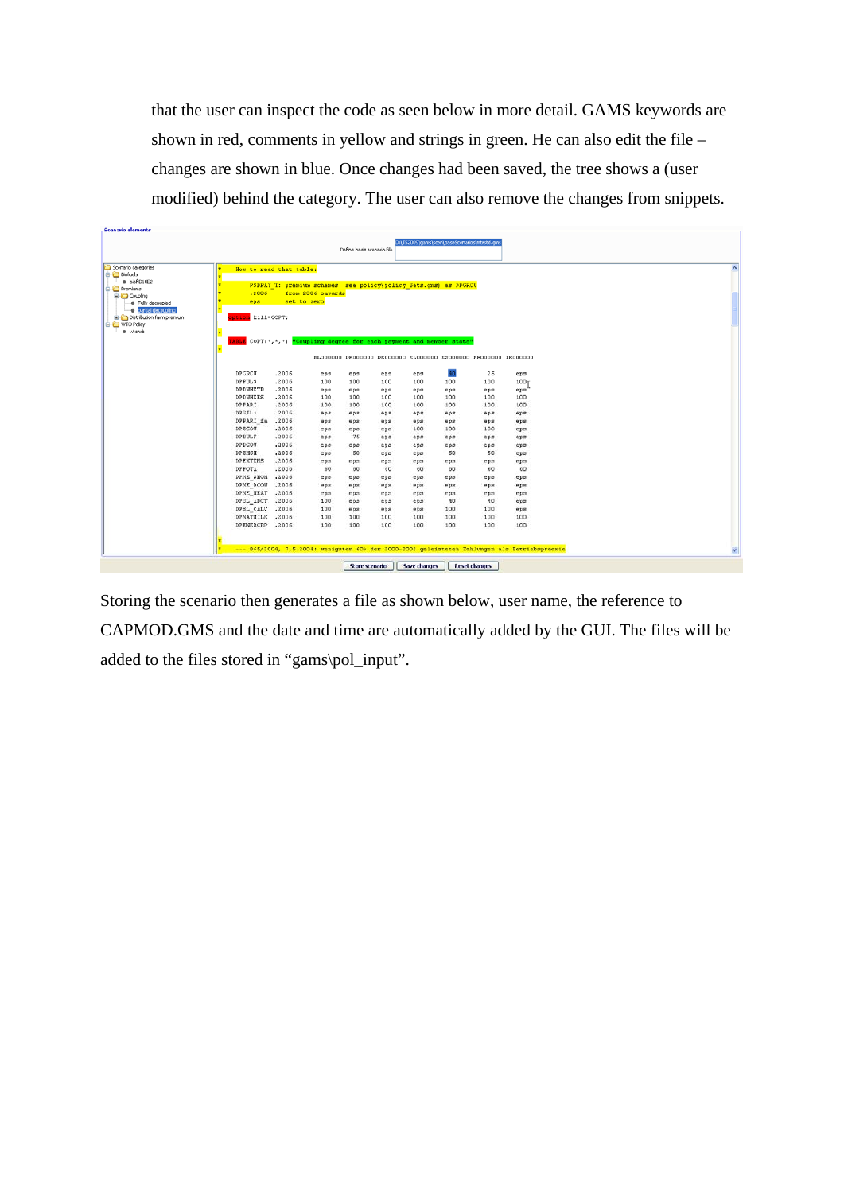that the user can inspect the code as seen below in more detail. GAMS keywords are shown in red, comments in yellow and strings in green. He can also edit the file – changes are shown in blue. Once changes had been saved, the tree shows a (user modified) behind the category. The user can also remove the changes from snippets.

Storing the scenario then generates a file as shown below, user name, the reference to CAPMOD.GMS and the date and time are automatically added by the GUI. The files will be added to the files stored in “gams\pol_input”.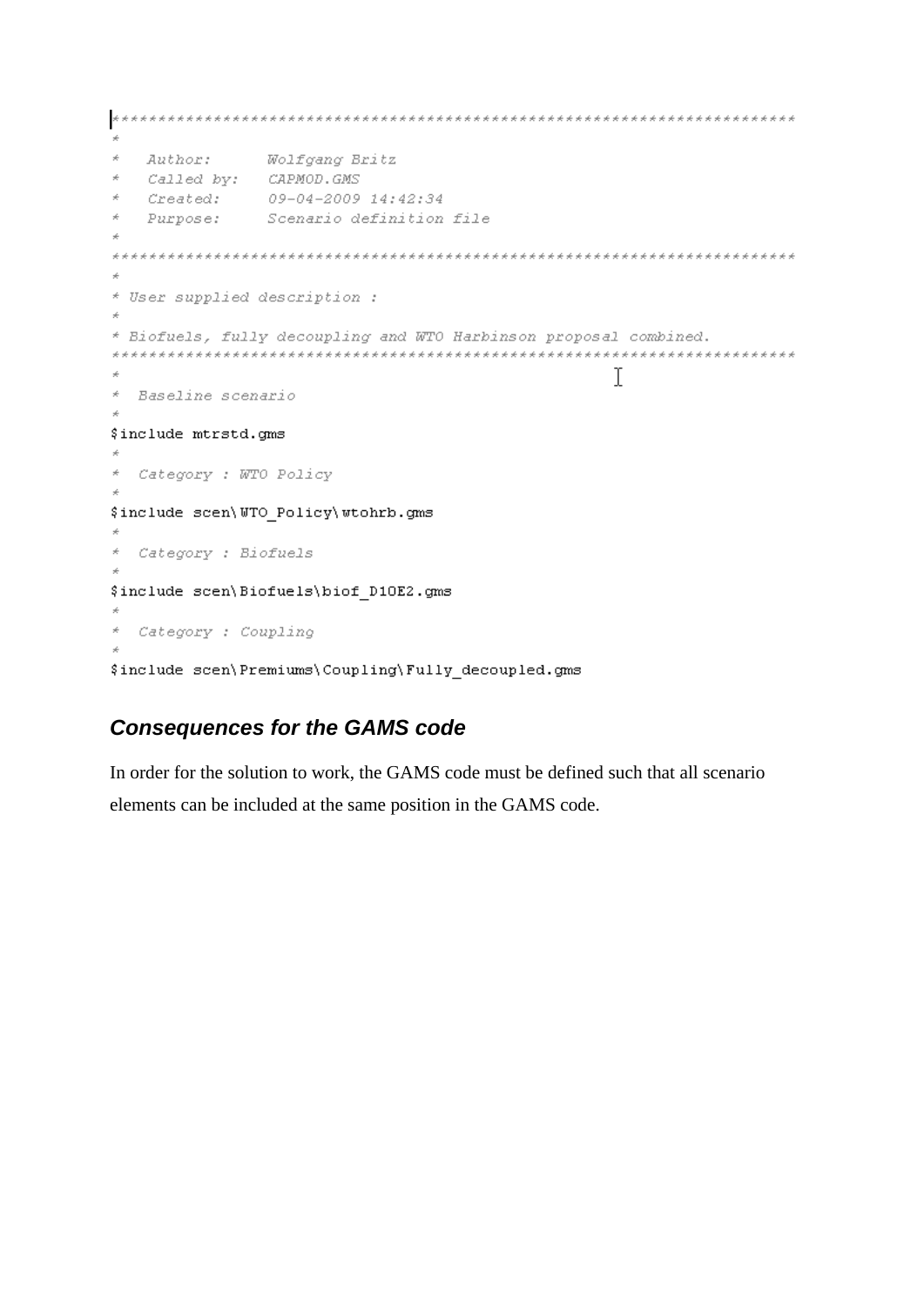```
************************************************************************
*
*   Author:      Wolfgang Britz
*   Called by:   CAPMOD.GMS
*   Created:     09-04-2009 14:42:34
*   Purpose:     Scenario definition file
*
************************************************************************
*
* User supplied description :
*
* Biofuels, fully decoupling and WTO Harbinson proposal combined.
************************************************************************
*
*  Baseline scenario
*
$include mtrstd.gms
*
*  Category : WTO Policy
*
$include scen\WTO_Policy\wtohrb.gms
*
*  Category : Biofuels
*
$include scen\Biofuels\biof_D10E2.gms
*
*  Category : Coupling
*
$include scen\Premiums\Coupling\Fully_decoupled.gms
```

### *Consequences for the GAMS code*

In order for the solution to work, the GAMS code must be defined such that all scenario elements can be included at the same position in the GAMS code.